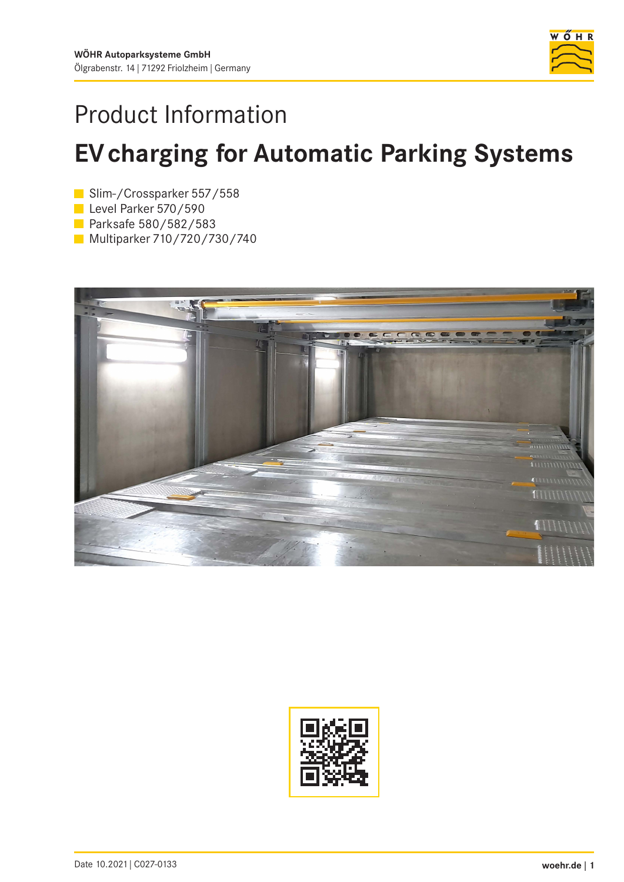WÖHR Autoparksysteme GmbH
Ölgrabenstr. 14 | 71292 Friolzheim | Germany

# Product Information

## EV charging for Automatic Parking Systems

- Slim-/Crossparker 557/558
- Level Parker 570/590
- Parksafe 580/582/583
- Multiparker 710/720/730/740

Date 10.2021 | C027-0133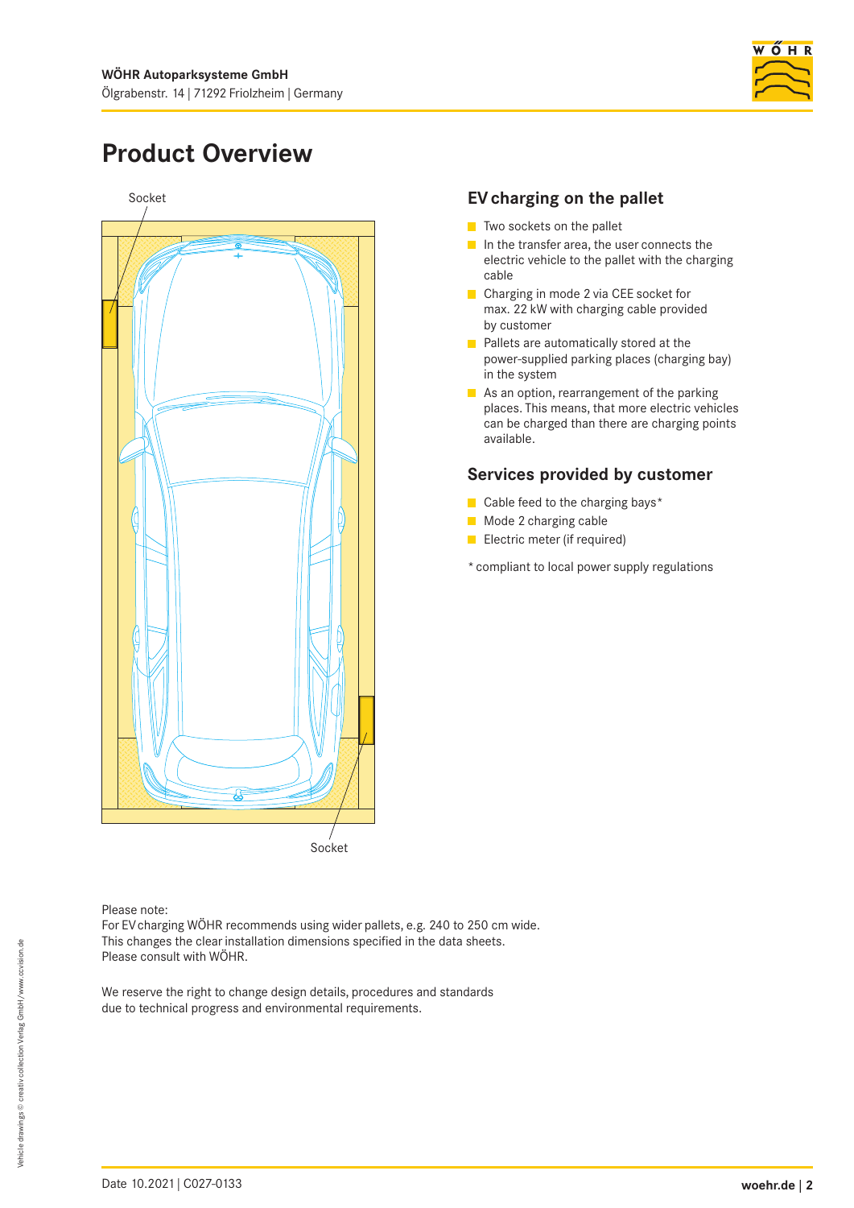# Product Overview

Socket

Socket

## EV charging on the pallet

- Two sockets on the pallet
- In the transfer area, the user connects the electric vehicle to the pallet with the charging cable
- Charging in mode 2 via CEE socket for max. 22 kW with charging cable provided by customer
- Pallets are automatically stored at the power-supplied parking places (charging bay) in the system
- As an option, rearrangement of the parking places. This means, that more electric vehicles can be charged than there are charging points available.

## Services provided by customer

- Cable feed to the charging bays*
- Mode 2 charging cable
- Electric meter (if required)

* compliant to local power supply regulations

Please note:
For EV charging WÖHR recommends using wider pallets, e.g. 240 to 250 cm wide.
This changes the clear installation dimensions specified in the data sheets.
Please consult with WÖHR.

We reserve the right to change design details, procedures and standards due to technical progress and environmental requirements.

Vehicle drawings © creativ collection Verlag GmbH / www.ccvision.de

Date 10.2021 | C027-0133